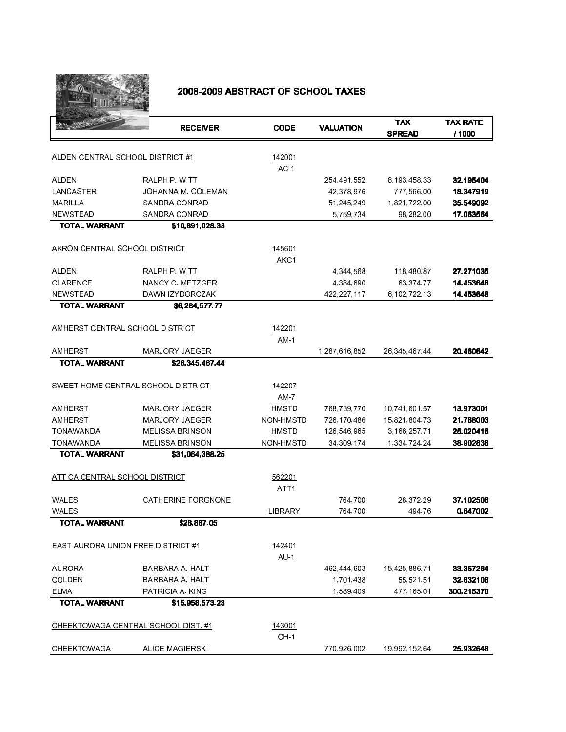# 2008-2009 ABSTRACT OF SCHOOL TAXES

| | RECEIVER | CODE | VALUATION | TAX SPREAD | TAX RATE / 1000 |
|---|---|---|---|---|---|
| ALDEN CENTRAL SCHOOL DISTRICT #1 | | 142001 | | | |
| | | AC-1 | | | |
| ALDEN | RALPH P. WITT | | 254,491,552 | 8,193,458.33 | **32.195404** |
| LANCASTER | JOHANNA M. COLEMAN | | 42,378,976 | 777,566.00 | **18.347919** |
| MARILLA | SANDRA CONRAD | | 51,245,249 | 1,821,722.00 | **35.549092** |
| NEWSTEAD | SANDRA CONRAD | | 5,759,734 | 98,282.00 | **17.063564** |
| **TOTAL WARRANT** | **$10,891,028.33** | | | | |
| AKRON CENTRAL SCHOOL DISTRICT | | 145601 | | | |
| | | AKC1 | | | |
| ALDEN | RALPH P. WITT | | 4,344,568 | 118,480.87 | **27.271035** |
| CLARENCE | NANCY C. METZGER | | 4,384,690 | 63,374.77 | **14.453648** |
| NEWSTEAD | DAWN IZYDORCZAK | | 422,227,117 | 6,102,722.13 | **14.453648** |
| **TOTAL WARRANT** | **$6,284,577.77** | | | | |
| AMHERST CENTRAL SCHOOL DISTRICT | | 142201 | | | |
| | | AM-1 | | | |
| AMHERST | MARJORY JAEGER | | 1,287,616,852 | 26,345,467.44 | **20.460642** |
| **TOTAL WARRANT** | **$26,345,467.44** | | | | |
| SWEET HOME CENTRAL SCHOOL DISTRICT | | 142207 | | | |
| | | AM-7 | | | |
| AMHERST | MARJORY JAEGER | HMSTD | 768,739,770 | 10,741,601.57 | **13.973001** |
| AMHERST | MARJORY JAEGER | NON-HMSTD | 726,170,486 | 15,821,804.73 | **21.788003** |
| TONAWANDA | MELISSA BRINSON | HMSTD | 126,546,965 | 3,166,257.71 | **25.020416** |
| TONAWANDA | MELISSA BRINSON | NON-HMSTD | 34,309,174 | 1,334,724.24 | **38.902838** |
| **TOTAL WARRANT** | **$31,064,388.25** | | | | |
| ATTICA CENTRAL SCHOOL DISTRICT | | 562201 | | | |
| | | ATT1 | | | |
| WALES | CATHERINE FORGNONE | | 764,700 | 28,372.29 | **37.102506** |
| WALES | | LIBRARY | 764,700 | 494.76 | **0.647002** |
| **TOTAL WARRANT** | **$28,867.05** | | | | |
| EAST AURORA UNION FREE DISTRICT #1 | | 142401 | | | |
| | | AU-1 | | | |
| AURORA | BARBARA A. HALT | | 462,444,603 | 15,425,886.71 | **33.357264** |
| COLDEN | BARBARA A. HALT | | 1,701,438 | 55,521.51 | **32.632106** |
| ELMA | PATRICIA A. KING | | 1,589,409 | 477,165.01 | **300.215370** |
| **TOTAL WARRANT** | **$15,958,573.23** | | | | |
| CHEEKTOWAGA CENTRAL SCHOOL DIST. #1 | | 143001 | | | |
| | | CH-1 | | | |
| CHEEKTOWAGA | ALICE MAGIERSKI | | 770,926,002 | 19,992,152.64 | **25.932648** |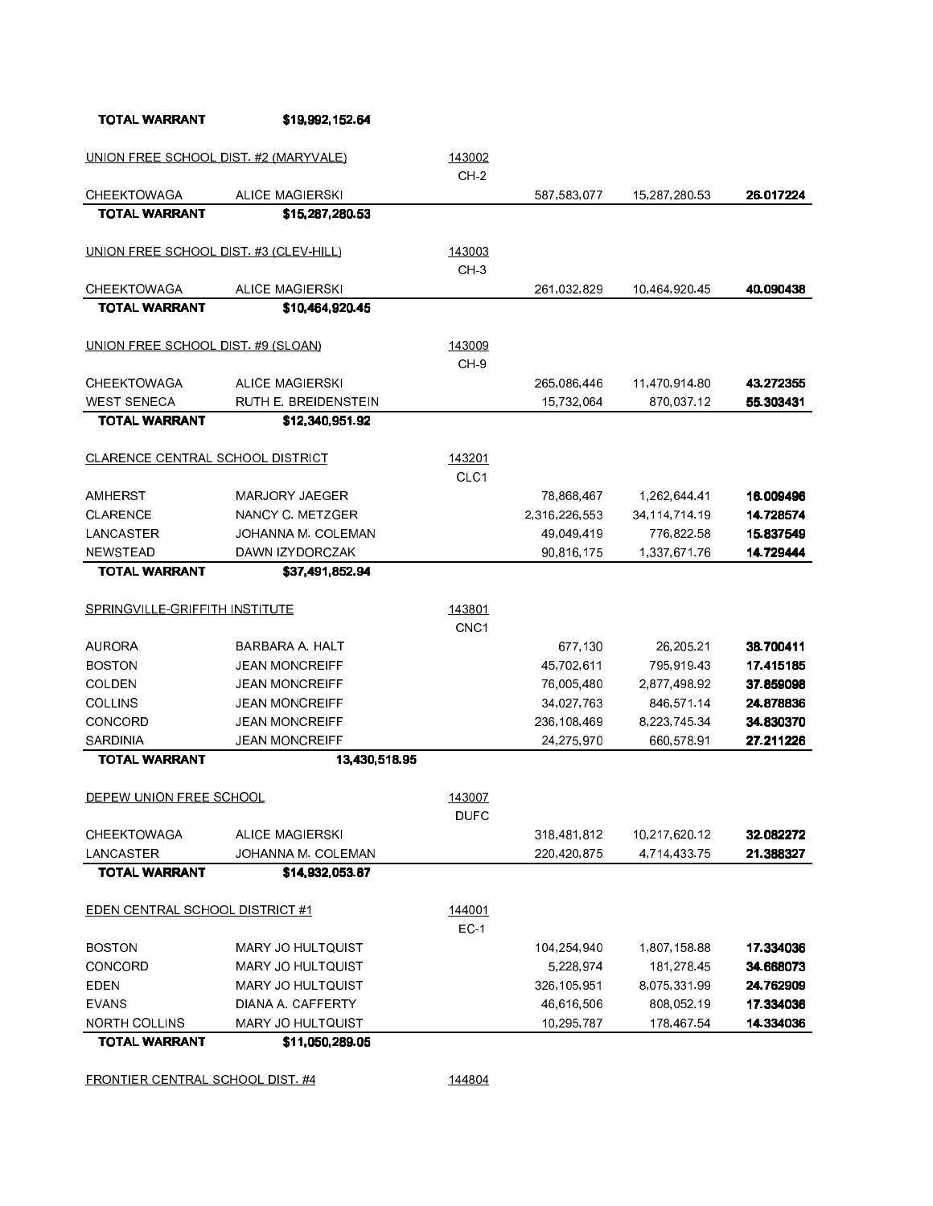**TOTAL WARRANT** **$19,992,152.64**

| UNION FREE SCHOOL DIST. #2 (MARYVALE) | | 143002 | | | |
|---|---|---|---|---|---|
| | | CH-2 | | | |
| CHEEKTOWAGA | ALICE MAGIERSKI | | 587,583,077 | 15,287,280.53 | **26.017224** |
| **TOTAL WARRANT** | **$15,287,280.53** | | | | |

| UNION FREE SCHOOL DIST. #3 (CLEV-HILL) | | 143003 | | | |
|---|---|---|---|---|---|
| | | CH-3 | | | |
| CHEEKTOWAGA | ALICE MAGIERSKI | | 261,032,829 | 10,464,920.45 | **40.090438** |
| **TOTAL WARRANT** | **$10,464,920.45** | | | | |

| UNION FREE SCHOOL DIST. #9 (SLOAN) | | 143009 | | | |
|---|---|---|---|---|---|
| | | CH-9 | | | |
| CHEEKTOWAGA | ALICE MAGIERSKI | | 265,086,446 | 11,470,914.80 | **43.272355** |
| WEST SENECA | RUTH E. BREIDENSTEIN | | 15,732,064 | 870,037.12 | **55.303431** |
| **TOTAL WARRANT** | **$12,340,951.92** | | | | |

| CLARENCE CENTRAL SCHOOL DISTRICT | | 143201 | | | |
|---|---|---|---|---|---|
| | | CLC1 | | | |
| AMHERST | MARJORY JAEGER | | 78,868,467 | 1,262,644.41 | **16.009496** |
| CLARENCE | NANCY C. METZGER | | 2,316,226,553 | 34,114,714.19 | **14.728574** |
| LANCASTER | JOHANNA M. COLEMAN | | 49,049,419 | 776,822.58 | **15.837549** |
| NEWSTEAD | DAWN IZYDORCZAK | | 90,816,175 | 1,337,671.76 | **14.729444** |
| **TOTAL WARRANT** | **$37,491,852.94** | | | | |

| SPRINGVILLE-GRIFFITH INSTITUTE | | 143801 | | | |
|---|---|---|---|---|---|
| | | CNC1 | | | |
| AURORA | BARBARA A. HALT | | 677,130 | 26,205.21 | **38.700411** |
| BOSTON | JEAN MONCREIFF | | 45,702,611 | 795,919.43 | **17.415185** |
| COLDEN | JEAN MONCREIFF | | 76,005,480 | 2,877,498.92 | **37.859098** |
| COLLINS | JEAN MONCREIFF | | 34,027,763 | 846,571.14 | **24.878836** |
| CONCORD | JEAN MONCREIFF | | 236,108,469 | 8,223,745.34 | **34.830370** |
| SARDINIA | JEAN MONCREIFF | | 24,275,970 | 660,578.91 | **27.211226** |
| **TOTAL WARRANT** | **13,430,518.95** | | | | |

| DEPEW UNION FREE SCHOOL | | 143007 | | | |
|---|---|---|---|---|---|
| | | DUFC | | | |
| CHEEKTOWAGA | ALICE MAGIERSKI | | 318,481,812 | 10,217,620.12 | **32.082272** |
| LANCASTER | JOHANNA M. COLEMAN | | 220,420,875 | 4,714,433.75 | **21.388327** |
| **TOTAL WARRANT** | **$14,932,053.87** | | | | |

| EDEN CENTRAL SCHOOL DISTRICT #1 | | 144001 | | | |
|---|---|---|---|---|---|
| | | EC-1 | | | |
| BOSTON | MARY JO HULTQUIST | | 104,254,940 | 1,807,158.88 | **17.334036** |
| CONCORD | MARY JO HULTQUIST | | 5,228,974 | 181,278.45 | **34.668073** |
| EDEN | MARY JO HULTQUIST | | 326,105,951 | 8,075,331.99 | **24.762909** |
| EVANS | DIANA A. CAFFERTY | | 46,616,506 | 808,052.19 | **17.334036** |
| NORTH COLLINS | MARY JO HULTQUIST | | 10,295,787 | 178,467.54 | **14.334036** |
| **TOTAL WARRANT** | **$11,050,289.05** | | | | |

| FRONTIER CENTRAL SCHOOL DIST. #4 | | 144804 | | | |
|---|---|---|---|---|---|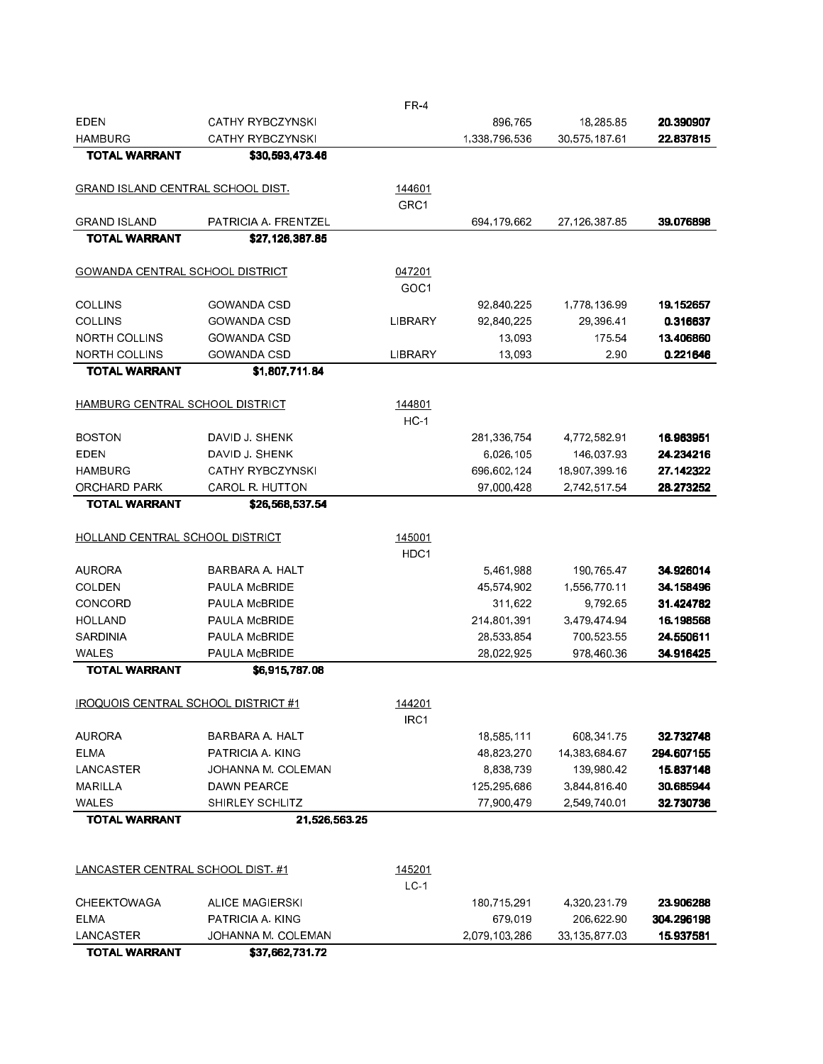| | | FR-4 | | | |
|---|---|---|---|---|---|
| EDEN | CATHY RYBCZYNSKI | | 896,765 | 18,285.85 | **20.390907** |
| HAMBURG | CATHY RYBCZYNSKI | | 1,338,796,536 | 30,575,187.61 | **22.837815** |
| **TOTAL WARRANT** | **$30,593,473.46** | | | | |
| | | | | | |
| GRAND ISLAND CENTRAL SCHOOL DIST. | | 144601 | | | |
| | | GRC1 | | | |
| GRAND ISLAND | PATRICIA A. FRENTZEL | | 694,179,662 | 27,126,387.85 | **39.076898** |
| **TOTAL WARRANT** | **$27,126,387.85** | | | | |
| | | | | | |
| GOWANDA CENTRAL SCHOOL DISTRICT | | 047201 | | | |
| | | GOC1 | | | |
| COLLINS | GOWANDA CSD | | 92,840,225 | 1,778,136.99 | **19.152657** |
| COLLINS | GOWANDA CSD | LIBRARY | 92,840,225 | 29,396.41 | **0.316637** |
| NORTH COLLINS | GOWANDA CSD | | 13,093 | 175.54 | **13.406860** |
| NORTH COLLINS | GOWANDA CSD | LIBRARY | 13,093 | 2.90 | **0.221646** |
| **TOTAL WARRANT** | **$1,807,711.84** | | | | |
| | | | | | |
| HAMBURG CENTRAL SCHOOL DISTRICT | | 144801 | | | |
| | | HC-1 | | | |
| BOSTON | DAVID J. SHENK | | 281,336,754 | 4,772,582.91 | **16.963951** |
| EDEN | DAVID J. SHENK | | 6,026,105 | 146,037.93 | **24.234216** |
| HAMBURG | CATHY RYBCZYNSKI | | 696,602,124 | 18,907,399.16 | **27.142322** |
| ORCHARD PARK | CAROL R. HUTTON | | 97,000,428 | 2,742,517.54 | **28.273252** |
| **TOTAL WARRANT** | **$26,568,537.54** | | | | |
| | | | | | |
| HOLLAND CENTRAL SCHOOL DISTRICT | | 145001 | | | |
| | | HDC1 | | | |
| AURORA | BARBARA A. HALT | | 5,461,988 | 190,765.47 | **34.926014** |
| COLDEN | PAULA McBRIDE | | 45,574,902 | 1,556,770.11 | **34.158496** |
| CONCORD | PAULA McBRIDE | | 311,622 | 9,792.65 | **31.424782** |
| HOLLAND | PAULA McBRIDE | | 214,801,391 | 3,479,474.94 | **16.198568** |
| SARDINIA | PAULA McBRIDE | | 28,533,854 | 700,523.55 | **24.550611** |
| WALES | PAULA McBRIDE | | 28,022,925 | 978,460.36 | **34.916425** |
| **TOTAL WARRANT** | **$6,915,787.08** | | | | |
| | | | | | |
| IROQUOIS CENTRAL SCHOOL DISTRICT #1 | | 144201 | | | |
| | | IRC1 | | | |
| AURORA | BARBARA A. HALT | | 18,585,111 | 608,341.75 | **32.732748** |
| ELMA | PATRICIA A. KING | | 48,823,270 | 14,383,684.67 | **294.607155** |
| LANCASTER | JOHANNA M. COLEMAN | | 8,838,739 | 139,980.42 | **15.837148** |
| MARILLA | DAWN PEARCE | | 125,295,686 | 3,844,816.40 | **30.685944** |
| WALES | SHIRLEY SCHLITZ | | 77,900,479 | 2,549,740.01 | **32.730736** |
| **TOTAL WARRANT** | **21,526,563.25** | | | | |
| | | | | | |
| LANCASTER CENTRAL SCHOOL DIST. #1 | | 145201 | | | |
| | | LC-1 | | | |
| CHEEKTOWAGA | ALICE MAGIERSKI | | 180,715,291 | 4,320,231.79 | **23.906288** |
| ELMA | PATRICIA A. KING | | 679,019 | 206,622.90 | **304.296198** |
| LANCASTER | JOHANNA M. COLEMAN | | 2,079,103,286 | 33,135,877.03 | **15.937581** |
| **TOTAL WARRANT** | **$37,662,731.72** | | | | |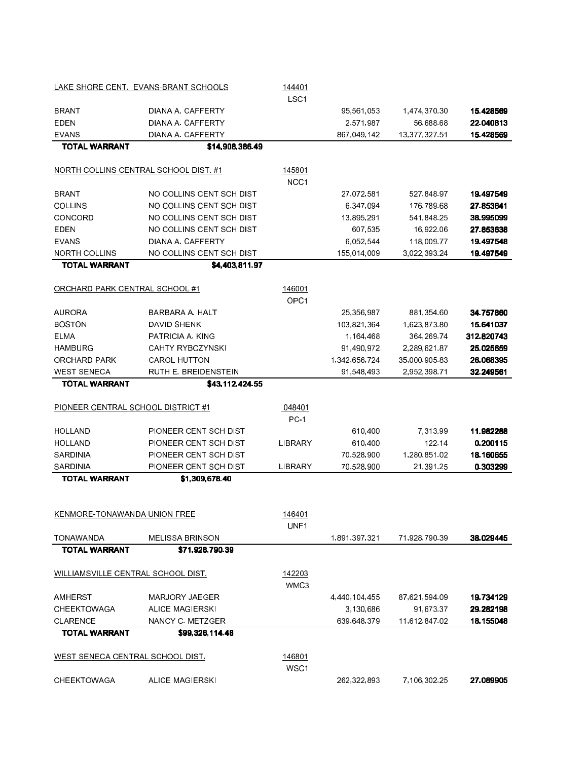| LAKE SHORE CENT. EVANS-BRANT SCHOOLS | | 144401 | | | |
|---|---|---|---|---|---|
| | | LSC1 | | | |
| BRANT | DIANA A. CAFFERTY | | 95,561,053 | 1,474,370.30 | **15.428569** |
| EDEN | DIANA A. CAFFERTY | | 2,571,987 | 56,688.68 | **22.040813** |
| EVANS | DIANA A. CAFFERTY | | 867,049,142 | 13,377,327.51 | **15.428569** |
| **TOTAL WARRANT** | **$14,908,386.49** | | | | |

| NORTH COLLINS CENTRAL SCHOOL DIST. #1 | | 145801 | | | |
|---|---|---|---|---|---|
| | | NCC1 | | | |
| BRANT | NO COLLINS CENT SCH DIST | | 27,072,581 | 527,848.97 | **19.497549** |
| COLLINS | NO COLLINS CENT SCH DIST | | 6,347,094 | 176,789.68 | **27.853641** |
| CONCORD | NO COLLINS CENT SCH DIST | | 13,895,291 | 541,848.25 | **38.995099** |
| EDEN | NO COLLINS CENT SCH DIST | | 607,535 | 16,922.06 | **27.853638** |
| EVANS | DIANA A. CAFFERTY | | 6,052,544 | 118,009.77 | **19.497548** |
| NORTH COLLINS | NO COLLINS CENT SCH DIST | | 155,014,009 | 3,022,393.24 | **19.497549** |
| **TOTAL WARRANT** | **$4,403,811.97** | | | | |

| ORCHARD PARK CENTRAL SCHOOL #1 | | 146001 | | | |
|---|---|---|---|---|---|
| | | OPC1 | | | |
| AURORA | BARBARA A. HALT | | 25,356,987 | 881,354.60 | **34.757860** |
| BOSTON | DAVID SHENK | | 103,821,364 | 1,623,873.80 | **15.641037** |
| ELMA | PATRICIA A. KING | | 1,164,468 | 364,269.74 | **312.820743** |
| HAMBURG | CAHTY RYBCZYNSKI | | 91,490,972 | 2,289,621.87 | **25.025659** |
| ORCHARD PARK | CAROL HUTTON | | 1,342,656,724 | 35,000,905.83 | **26.068395** |
| WEST SENECA | RUTH E. BREIDENSTEIN | | 91,548,493 | 2,952,398.71 | **32.249561** |
| **TOTAL WARRANT** | **$43,112,424.55** | | | | |

| PIONEER CENTRAL SCHOOL DISTRICT #1 | | 048401 | | | |
|---|---|---|---|---|---|
| | | PC-1 | | | |
| HOLLAND | PIONEER CENT SCH DIST | | 610,400 | 7,313.99 | **11.982288** |
| HOLLAND | PIONEER CENT SCH DIST | LIBRARY | 610,400 | 122.14 | **0.200115** |
| SARDINIA | PIONEER CENT SCH DIST | | 70,528,900 | 1,280,851.02 | **18.160655** |
| SARDINIA | PIONEER CENT SCH DIST | LIBRARY | 70,528,900 | 21,391.25 | **0.303299** |
| **TOTAL WARRANT** | **$1,309,678.40** | | | | |

| KENMORE-TONAWANDA UNION FREE | | 146401 | | | |
|---|---|---|---|---|---|
| | | UNF1 | | | |
| TONAWANDA | MELISSA BRINSON | | 1,891,397,321 | 71,928,790.39 | **38.029445** |
| **TOTAL WARRANT** | **$71,928,790.39** | | | | |

| WILLIAMSVILLE CENTRAL SCHOOL DIST. | | 142203 | | | |
|---|---|---|---|---|---|
| | | WMC3 | | | |
| AMHERST | MARJORY JAEGER | | 4,440,104,455 | 87,621,594.09 | **19.734129** |
| CHEEKTOWAGA | ALICE MAGIERSKI | | 3,130,686 | 91,673.37 | **29.282198** |
| CLARENCE | NANCY C. METZGER | | 639,648,379 | 11,612,847.02 | **18.155048** |
| **TOTAL WARRANT** | **$99,326,114.48** | | | | |

| WEST SENECA CENTRAL SCHOOL DIST. | | 146801 | | | |
|---|---|---|---|---|---|
| | | WSC1 | | | |
| CHEEKTOWAGA | ALICE MAGIERSKI | | 262,322,893 | 7,106,302.25 | **27.089905** |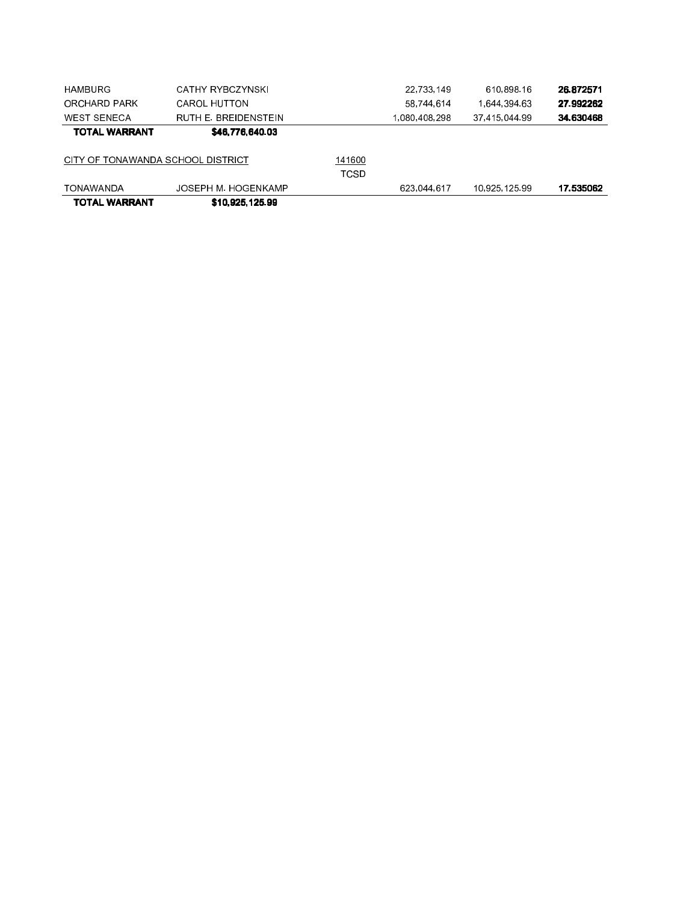| | | | | | |
|---|---|---|---|---|---|
| HAMBURG | CATHY RYBCZYNSKI | | 22,733,149 | 610,898.16 | **26.872571** |
| ORCHARD PARK | CAROL HUTTON | | 58,744,614 | 1,644,394.63 | **27.992262** |
| WEST SENECA | RUTH E. BREIDENSTEIN | | 1,080,408,298 | 37,415,044.99 | **34.630468** |
| **TOTAL WARRANT** | **$46,776,640.03** | | | | |
| CITY OF TONAWANDA SCHOOL DISTRICT | | 141600 | | | |
| | | TCSD | | | |
| TONAWANDA | JOSEPH M. HOGENKAMP | | 623,044,617 | 10,925,125.99 | **17.535062** |
| **TOTAL WARRANT** | **$10,925,125.99** | | | | |